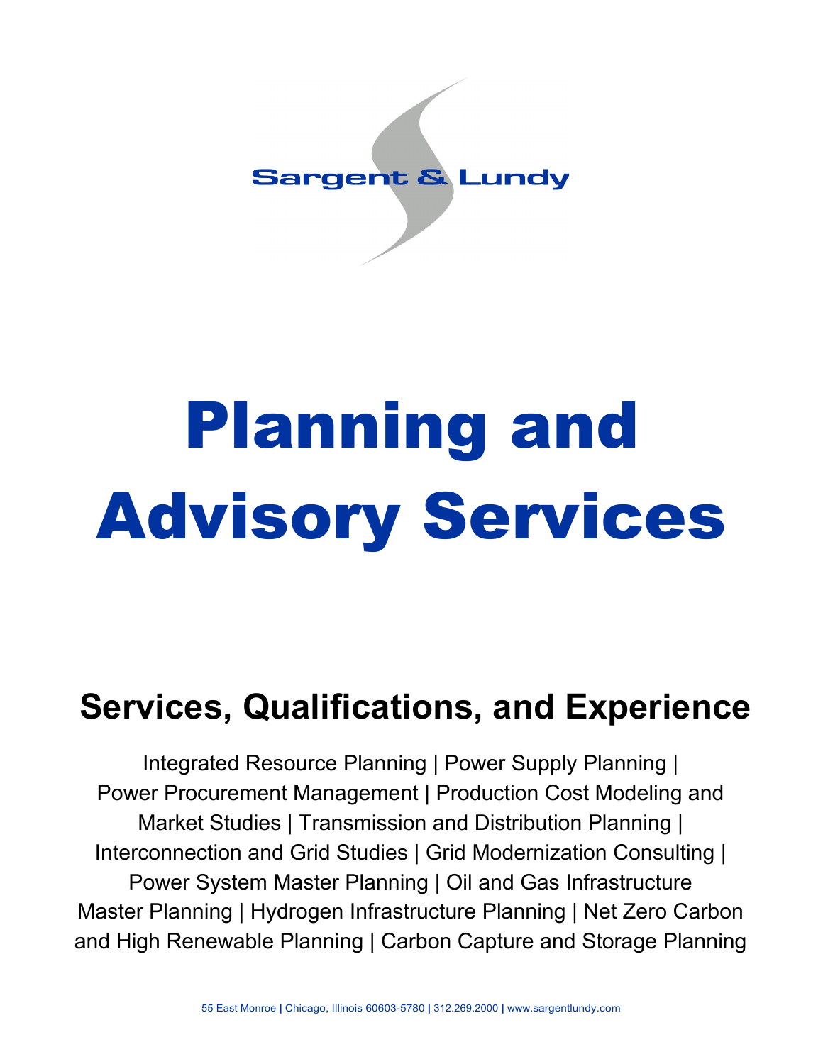Sargent & Lundy

# Planning and Advisory Services

## Services, Qualifications, and Experience

Integrated Resource Planning | Power Supply Planning | Power Procurement Management | Production Cost Modeling and Market Studies | Transmission and Distribution Planning | Interconnection and Grid Studies | Grid Modernization Consulting | Power System Master Planning | Oil and Gas Infrastructure Master Planning | Hydrogen Infrastructure Planning | Net Zero Carbon and High Renewable Planning | Carbon Capture and Storage Planning

55 East Monroe | Chicago, Illinois 60603-5780 | 312.269.2000 | www.sargentlundy.com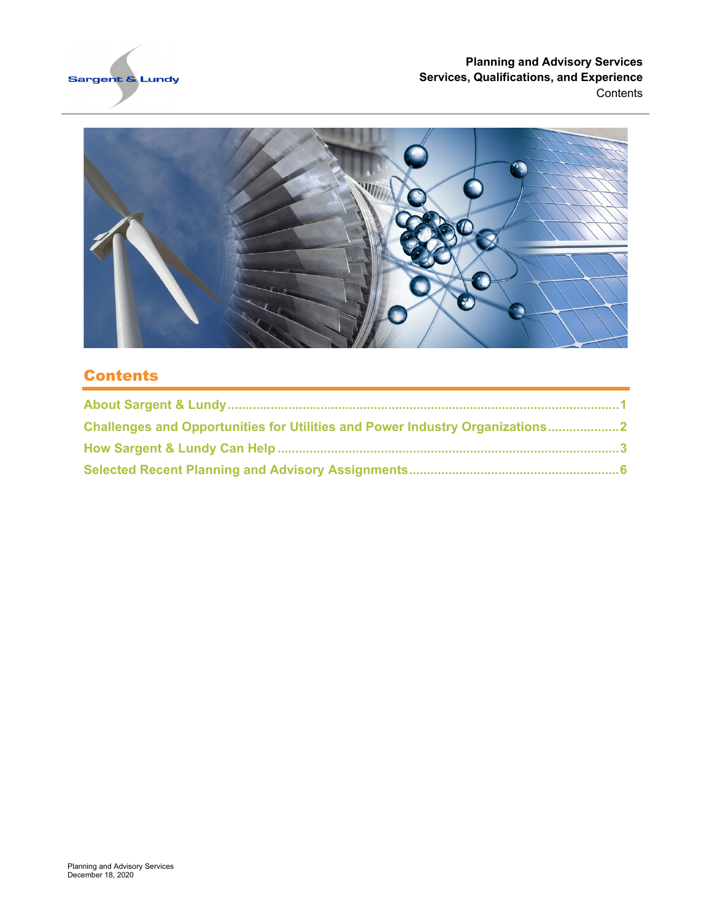## Contents

- About Sargent & Lundy ........ 1
- Challenges and Opportunities for Utilities and Power Industry Organizations ........ 2
- How Sargent & Lundy Can Help ........ 3
- Selected Recent Planning and Advisory Assignments ........ 6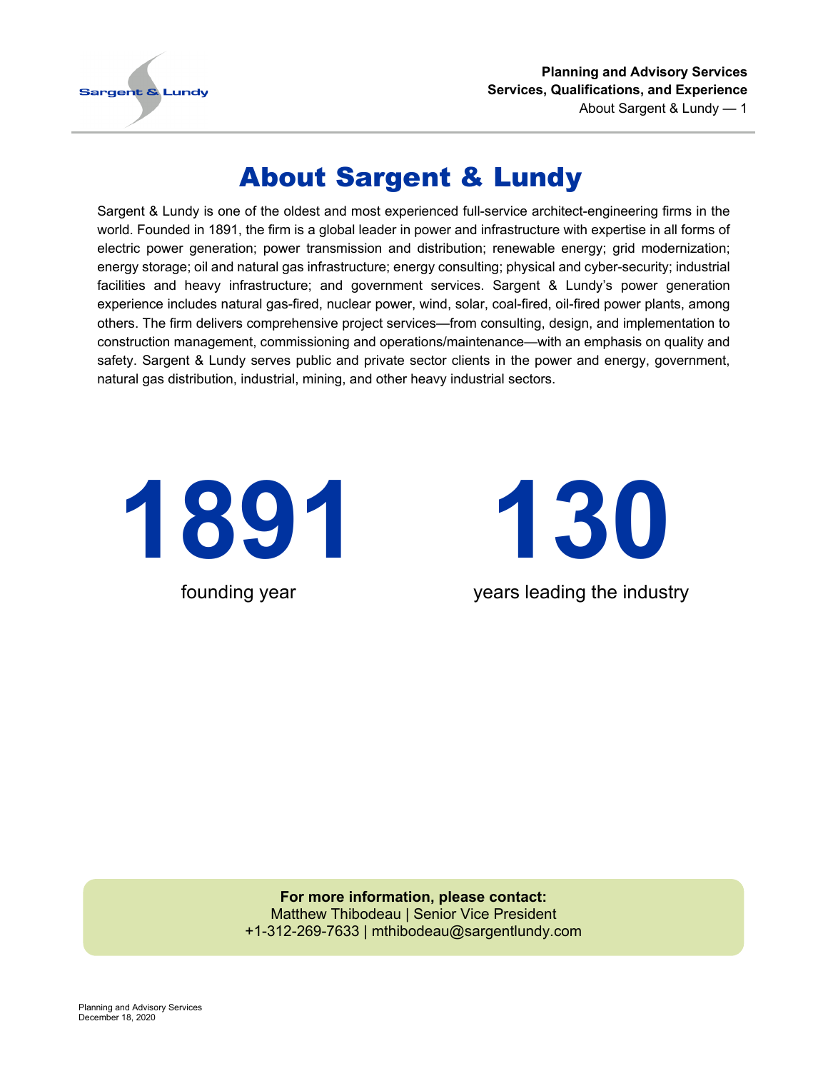# About Sargent & Lundy

Sargent & Lundy is one of the oldest and most experienced full-service architect-engineering firms in the world. Founded in 1891, the firm is a global leader in power and infrastructure with expertise in all forms of electric power generation; power transmission and distribution; renewable energy; grid modernization; energy storage; oil and natural gas infrastructure; energy consulting; physical and cyber-security; industrial facilities and heavy infrastructure; and government services. Sargent & Lundy's power generation experience includes natural gas-fired, nuclear power, wind, solar, coal-fired, oil-fired power plants, among others. The firm delivers comprehensive project services—from consulting, design, and implementation to construction management, commissioning and operations/maintenance—with an emphasis on quality and safety. Sargent & Lundy serves public and private sector clients in the power and energy, government, natural gas distribution, industrial, mining, and other heavy industrial sectors.

**1891**

founding year

**130**

years leading the industry

**For more information, please contact:**
Matthew Thibodeau | Senior Vice President
+1-312-269-7633 | mthibodeau@sargentlundy.com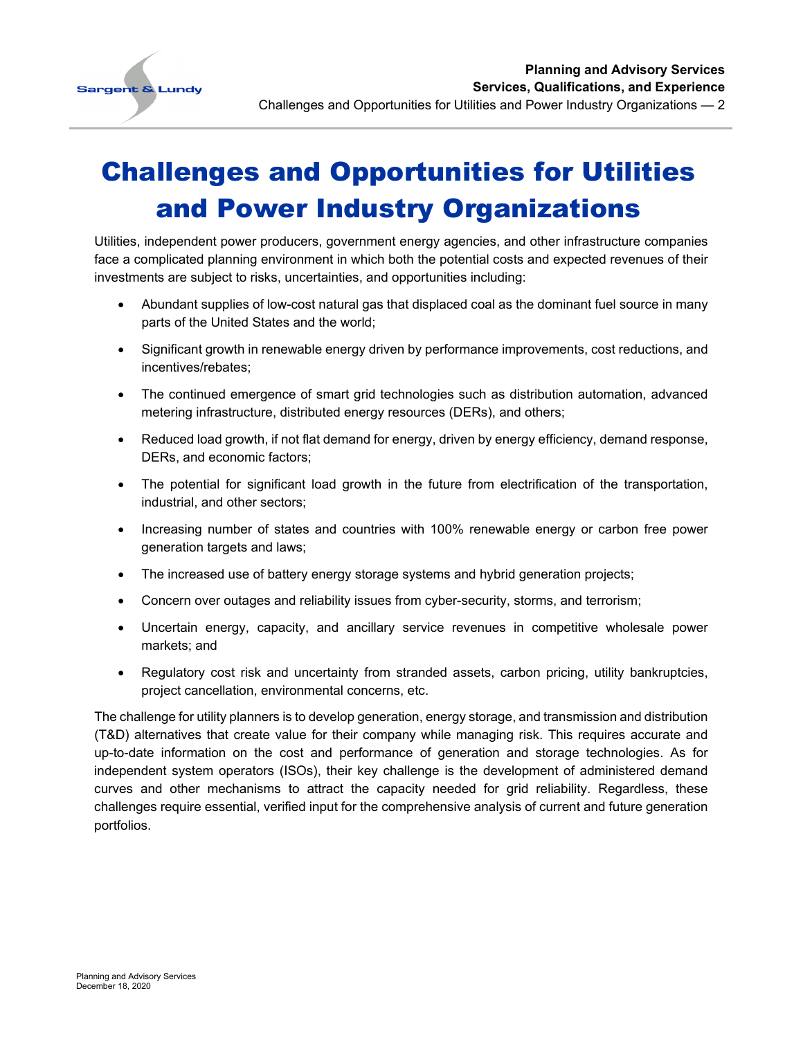# Challenges and Opportunities for Utilities and Power Industry Organizations

Utilities, independent power producers, government energy agencies, and other infrastructure companies face a complicated planning environment in which both the potential costs and expected revenues of their investments are subject to risks, uncertainties, and opportunities including:

- Abundant supplies of low-cost natural gas that displaced coal as the dominant fuel source in many parts of the United States and the world;
- Significant growth in renewable energy driven by performance improvements, cost reductions, and incentives/rebates;
- The continued emergence of smart grid technologies such as distribution automation, advanced metering infrastructure, distributed energy resources (DERs), and others;
- Reduced load growth, if not flat demand for energy, driven by energy efficiency, demand response, DERs, and economic factors;
- The potential for significant load growth in the future from electrification of the transportation, industrial, and other sectors;
- Increasing number of states and countries with 100% renewable energy or carbon free power generation targets and laws;
- The increased use of battery energy storage systems and hybrid generation projects;
- Concern over outages and reliability issues from cyber-security, storms, and terrorism;
- Uncertain energy, capacity, and ancillary service revenues in competitive wholesale power markets; and
- Regulatory cost risk and uncertainty from stranded assets, carbon pricing, utility bankruptcies, project cancellation, environmental concerns, etc.

The challenge for utility planners is to develop generation, energy storage, and transmission and distribution (T&D) alternatives that create value for their company while managing risk. This requires accurate and up-to-date information on the cost and performance of generation and storage technologies. As for independent system operators (ISOs), their key challenge is the development of administered demand curves and other mechanisms to attract the capacity needed for grid reliability. Regardless, these challenges require essential, verified input for the comprehensive analysis of current and future generation portfolios.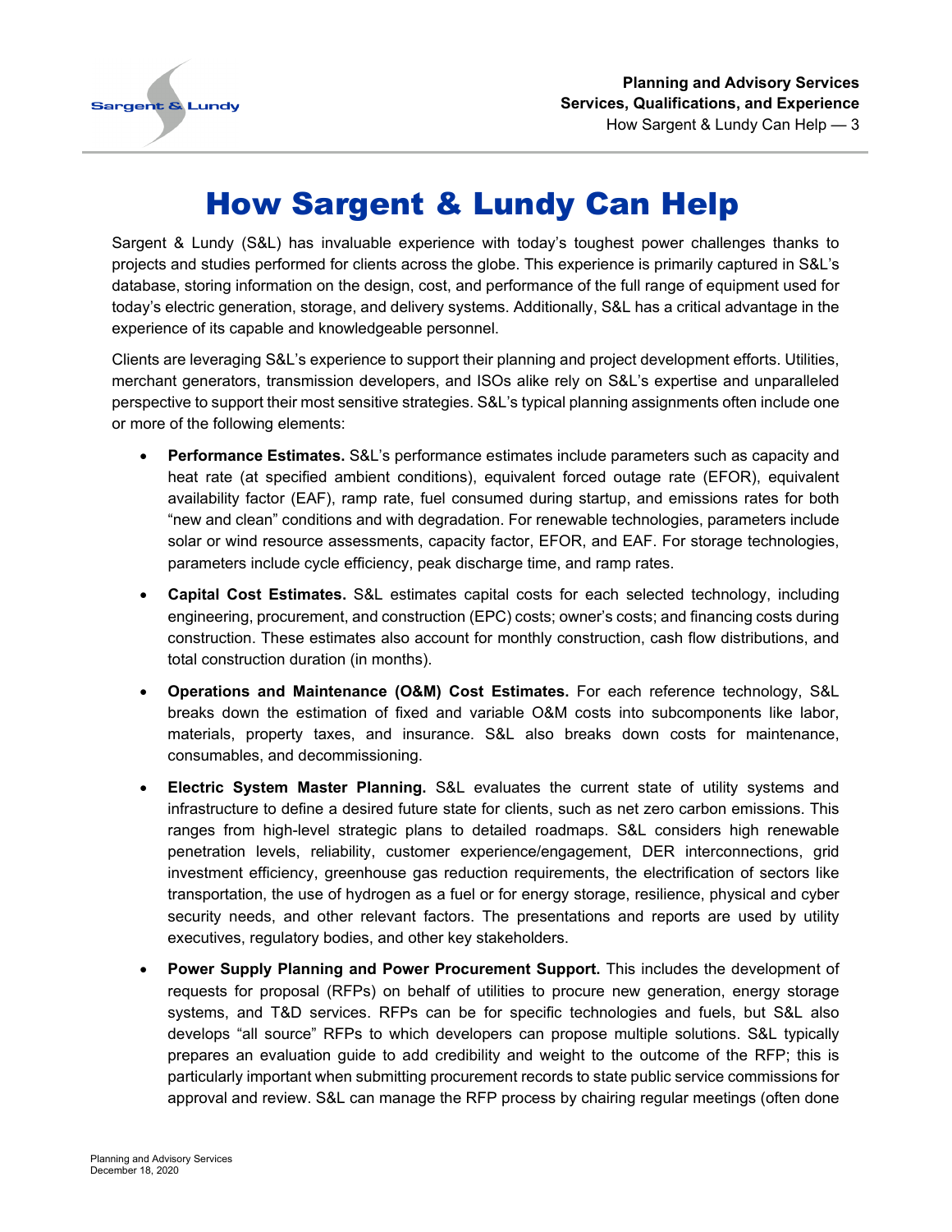# How Sargent & Lundy Can Help

Sargent & Lundy (S&L) has invaluable experience with today's toughest power challenges thanks to projects and studies performed for clients across the globe. This experience is primarily captured in S&L's database, storing information on the design, cost, and performance of the full range of equipment used for today's electric generation, storage, and delivery systems. Additionally, S&L has a critical advantage in the experience of its capable and knowledgeable personnel.

Clients are leveraging S&L's experience to support their planning and project development efforts. Utilities, merchant generators, transmission developers, and ISOs alike rely on S&L's expertise and unparalleled perspective to support their most sensitive strategies. S&L's typical planning assignments often include one or more of the following elements:

- **Performance Estimates.** S&L's performance estimates include parameters such as capacity and heat rate (at specified ambient conditions), equivalent forced outage rate (EFOR), equivalent availability factor (EAF), ramp rate, fuel consumed during startup, and emissions rates for both "new and clean" conditions and with degradation. For renewable technologies, parameters include solar or wind resource assessments, capacity factor, EFOR, and EAF. For storage technologies, parameters include cycle efficiency, peak discharge time, and ramp rates.
- **Capital Cost Estimates.** S&L estimates capital costs for each selected technology, including engineering, procurement, and construction (EPC) costs; owner's costs; and financing costs during construction. These estimates also account for monthly construction, cash flow distributions, and total construction duration (in months).
- **Operations and Maintenance (O&M) Cost Estimates.** For each reference technology, S&L breaks down the estimation of fixed and variable O&M costs into subcomponents like labor, materials, property taxes, and insurance. S&L also breaks down costs for maintenance, consumables, and decommissioning.
- **Electric System Master Planning.** S&L evaluates the current state of utility systems and infrastructure to define a desired future state for clients, such as net zero carbon emissions. This ranges from high-level strategic plans to detailed roadmaps. S&L considers high renewable penetration levels, reliability, customer experience/engagement, DER interconnections, grid investment efficiency, greenhouse gas reduction requirements, the electrification of sectors like transportation, the use of hydrogen as a fuel or for energy storage, resilience, physical and cyber security needs, and other relevant factors. The presentations and reports are used by utility executives, regulatory bodies, and other key stakeholders.
- **Power Supply Planning and Power Procurement Support.** This includes the development of requests for proposal (RFPs) on behalf of utilities to procure new generation, energy storage systems, and T&D services. RFPs can be for specific technologies and fuels, but S&L also develops "all source" RFPs to which developers can propose multiple solutions. S&L typically prepares an evaluation guide to add credibility and weight to the outcome of the RFP; this is particularly important when submitting procurement records to state public service commissions for approval and review. S&L can manage the RFP process by chairing regular meetings (often done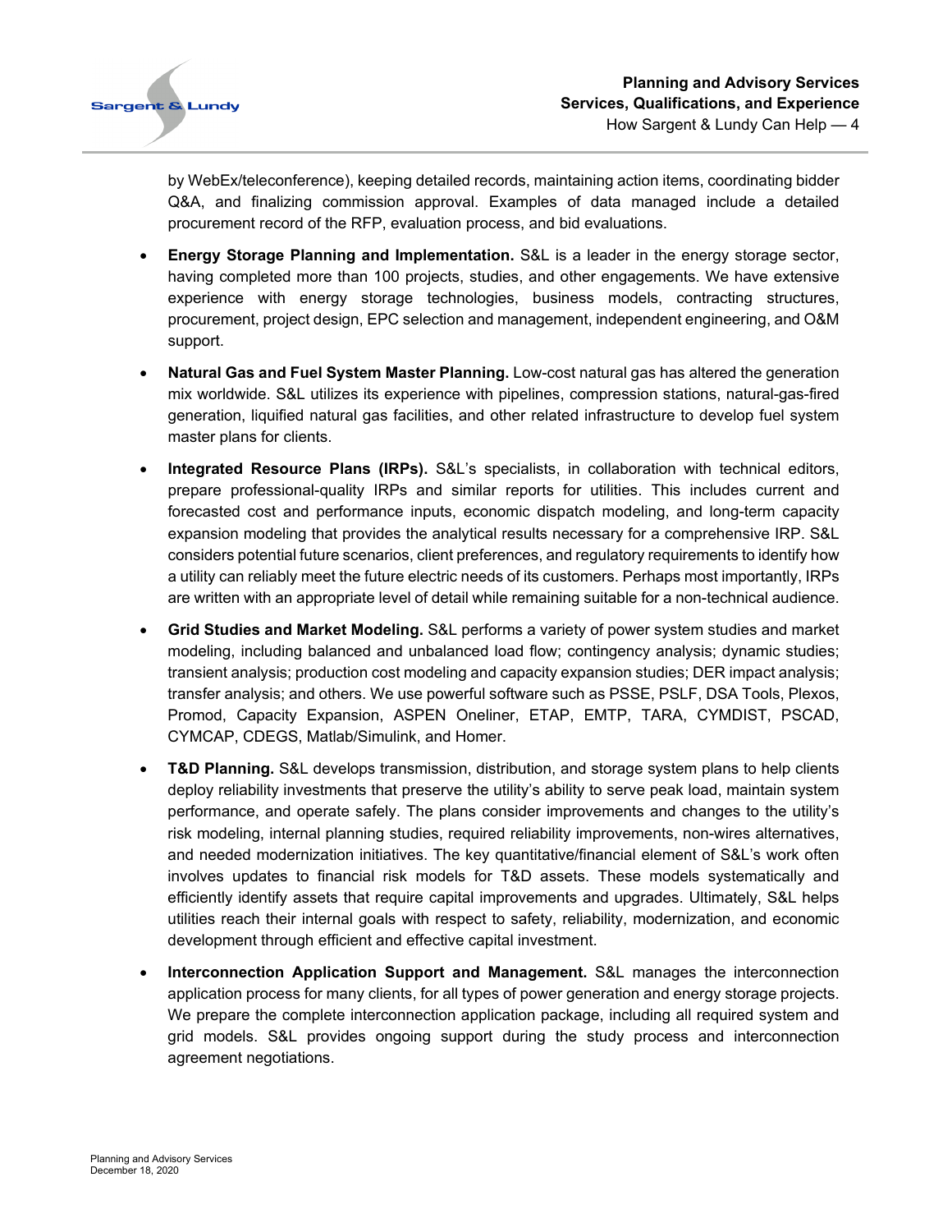by WebEx/teleconference), keeping detailed records, maintaining action items, coordinating bidder Q&A, and finalizing commission approval. Examples of data managed include a detailed procurement record of the RFP, evaluation process, and bid evaluations.

- **Energy Storage Planning and Implementation.** S&L is a leader in the energy storage sector, having completed more than 100 projects, studies, and other engagements. We have extensive experience with energy storage technologies, business models, contracting structures, procurement, project design, EPC selection and management, independent engineering, and O&M support.

- **Natural Gas and Fuel System Master Planning.** Low-cost natural gas has altered the generation mix worldwide. S&L utilizes its experience with pipelines, compression stations, natural-gas-fired generation, liquified natural gas facilities, and other related infrastructure to develop fuel system master plans for clients.

- **Integrated Resource Plans (IRPs).** S&L's specialists, in collaboration with technical editors, prepare professional-quality IRPs and similar reports for utilities. This includes current and forecasted cost and performance inputs, economic dispatch modeling, and long-term capacity expansion modeling that provides the analytical results necessary for a comprehensive IRP. S&L considers potential future scenarios, client preferences, and regulatory requirements to identify how a utility can reliably meet the future electric needs of its customers. Perhaps most importantly, IRPs are written with an appropriate level of detail while remaining suitable for a non-technical audience.

- **Grid Studies and Market Modeling.** S&L performs a variety of power system studies and market modeling, including balanced and unbalanced load flow; contingency analysis; dynamic studies; transient analysis; production cost modeling and capacity expansion studies; DER impact analysis; transfer analysis; and others. We use powerful software such as PSSE, PSLF, DSA Tools, Plexos, Promod, Capacity Expansion, ASPEN Oneliner, ETAP, EMTP, TARA, CYMDIST, PSCAD, CYMCAP, CDEGS, Matlab/Simulink, and Homer.

- **T&D Planning.** S&L develops transmission, distribution, and storage system plans to help clients deploy reliability investments that preserve the utility's ability to serve peak load, maintain system performance, and operate safely. The plans consider improvements and changes to the utility's risk modeling, internal planning studies, required reliability improvements, non-wires alternatives, and needed modernization initiatives. The key quantitative/financial element of S&L's work often involves updates to financial risk models for T&D assets. These models systematically and efficiently identify assets that require capital improvements and upgrades. Ultimately, S&L helps utilities reach their internal goals with respect to safety, reliability, modernization, and economic development through efficient and effective capital investment.

- **Interconnection Application Support and Management.** S&L manages the interconnection application process for many clients, for all types of power generation and energy storage projects. We prepare the complete interconnection application package, including all required system and grid models. S&L provides ongoing support during the study process and interconnection agreement negotiations.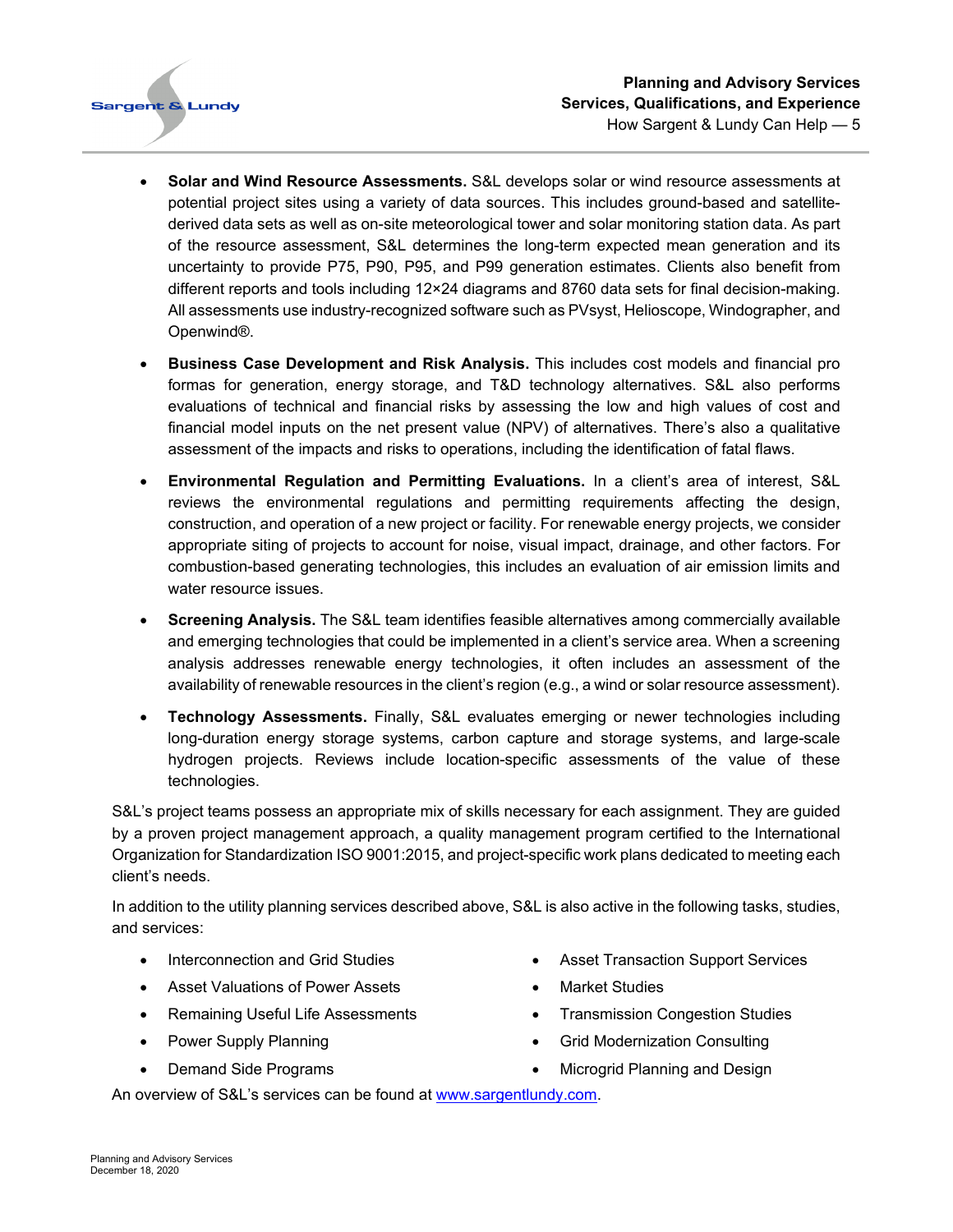- **Solar and Wind Resource Assessments.** S&L develops solar or wind resource assessments at potential project sites using a variety of data sources. This includes ground-based and satellite-derived data sets as well as on-site meteorological tower and solar monitoring station data. As part of the resource assessment, S&L determines the long-term expected mean generation and its uncertainty to provide P75, P90, P95, and P99 generation estimates. Clients also benefit from different reports and tools including 12×24 diagrams and 8760 data sets for final decision-making. All assessments use industry-recognized software such as PVsyst, Helioscope, Windographer, and Openwind®.

- **Business Case Development and Risk Analysis.** This includes cost models and financial pro formas for generation, energy storage, and T&D technology alternatives. S&L also performs evaluations of technical and financial risks by assessing the low and high values of cost and financial model inputs on the net present value (NPV) of alternatives. There's also a qualitative assessment of the impacts and risks to operations, including the identification of fatal flaws.

- **Environmental Regulation and Permitting Evaluations.** In a client's area of interest, S&L reviews the environmental regulations and permitting requirements affecting the design, construction, and operation of a new project or facility. For renewable energy projects, we consider appropriate siting of projects to account for noise, visual impact, drainage, and other factors. For combustion-based generating technologies, this includes an evaluation of air emission limits and water resource issues.

- **Screening Analysis.** The S&L team identifies feasible alternatives among commercially available and emerging technologies that could be implemented in a client's service area. When a screening analysis addresses renewable energy technologies, it often includes an assessment of the availability of renewable resources in the client's region (e.g., a wind or solar resource assessment).

- **Technology Assessments.** Finally, S&L evaluates emerging or newer technologies including long-duration energy storage systems, carbon capture and storage systems, and large-scale hydrogen projects. Reviews include location-specific assessments of the value of these technologies.

S&L's project teams possess an appropriate mix of skills necessary for each assignment. They are guided by a proven project management approach, a quality management program certified to the International Organization for Standardization ISO 9001:2015, and project-specific work plans dedicated to meeting each client's needs.

In addition to the utility planning services described above, S&L is also active in the following tasks, studies, and services:

- Interconnection and Grid Studies
- Asset Valuations of Power Assets
- Remaining Useful Life Assessments
- Power Supply Planning
- Demand Side Programs
- Asset Transaction Support Services
- Market Studies
- Transmission Congestion Studies
- Grid Modernization Consulting
- Microgrid Planning and Design

An overview of S&L's services can be found at [www.sargentlundy.com](http://www.sargentlundy.com).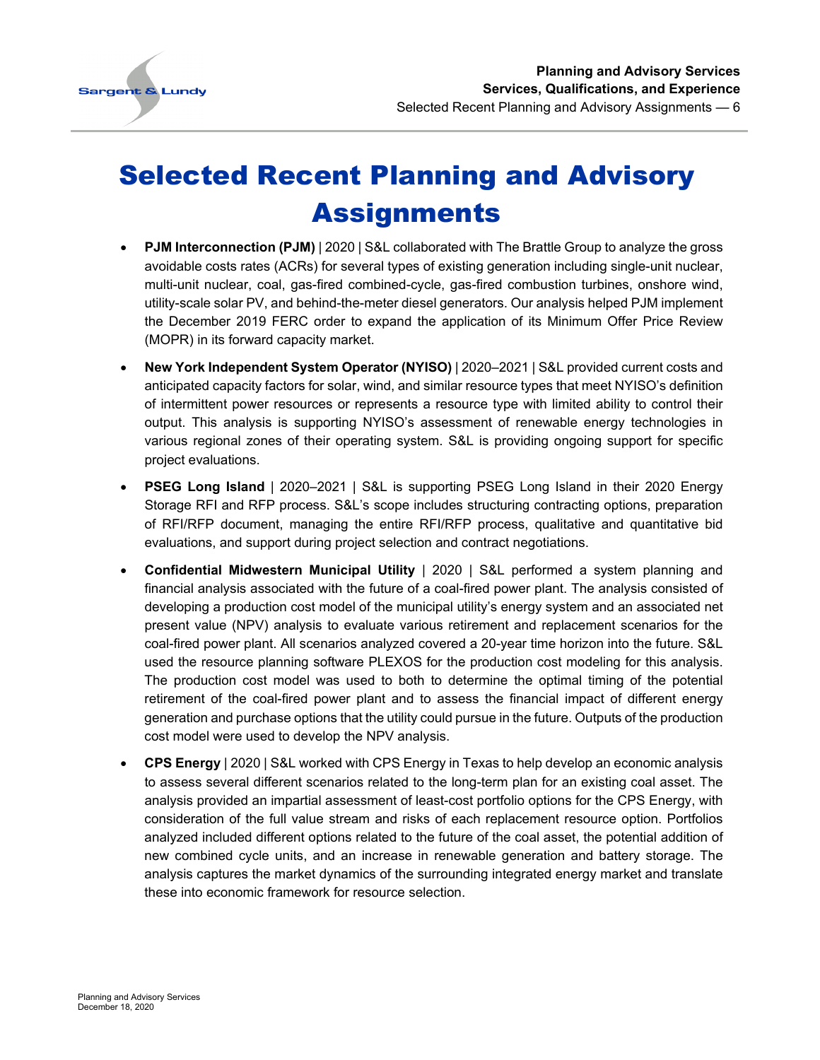# Selected Recent Planning and Advisory Assignments

- **PJM Interconnection (PJM)** | 2020 | S&L collaborated with The Brattle Group to analyze the gross avoidable costs rates (ACRs) for several types of existing generation including single-unit nuclear, multi-unit nuclear, coal, gas-fired combined-cycle, gas-fired combustion turbines, onshore wind, utility-scale solar PV, and behind-the-meter diesel generators. Our analysis helped PJM implement the December 2019 FERC order to expand the application of its Minimum Offer Price Review (MOPR) in its forward capacity market.
- **New York Independent System Operator (NYISO)** | 2020–2021 | S&L provided current costs and anticipated capacity factors for solar, wind, and similar resource types that meet NYISO's definition of intermittent power resources or represents a resource type with limited ability to control their output. This analysis is supporting NYISO's assessment of renewable energy technologies in various regional zones of their operating system. S&L is providing ongoing support for specific project evaluations.
- **PSEG Long Island** | 2020–2021 | S&L is supporting PSEG Long Island in their 2020 Energy Storage RFI and RFP process. S&L's scope includes structuring contracting options, preparation of RFI/RFP document, managing the entire RFI/RFP process, qualitative and quantitative bid evaluations, and support during project selection and contract negotiations.
- **Confidential Midwestern Municipal Utility** | 2020 | S&L performed a system planning and financial analysis associated with the future of a coal-fired power plant. The analysis consisted of developing a production cost model of the municipal utility's energy system and an associated net present value (NPV) analysis to evaluate various retirement and replacement scenarios for the coal-fired power plant. All scenarios analyzed covered a 20-year time horizon into the future. S&L used the resource planning software PLEXOS for the production cost modeling for this analysis. The production cost model was used to both to determine the optimal timing of the potential retirement of the coal-fired power plant and to assess the financial impact of different energy generation and purchase options that the utility could pursue in the future. Outputs of the production cost model were used to develop the NPV analysis.
- **CPS Energy** | 2020 | S&L worked with CPS Energy in Texas to help develop an economic analysis to assess several different scenarios related to the long-term plan for an existing coal asset. The analysis provided an impartial assessment of least-cost portfolio options for the CPS Energy, with consideration of the full value stream and risks of each replacement resource option. Portfolios analyzed included different options related to the future of the coal asset, the potential addition of new combined cycle units, and an increase in renewable generation and battery storage. The analysis captures the market dynamics of the surrounding integrated energy market and translate these into economic framework for resource selection.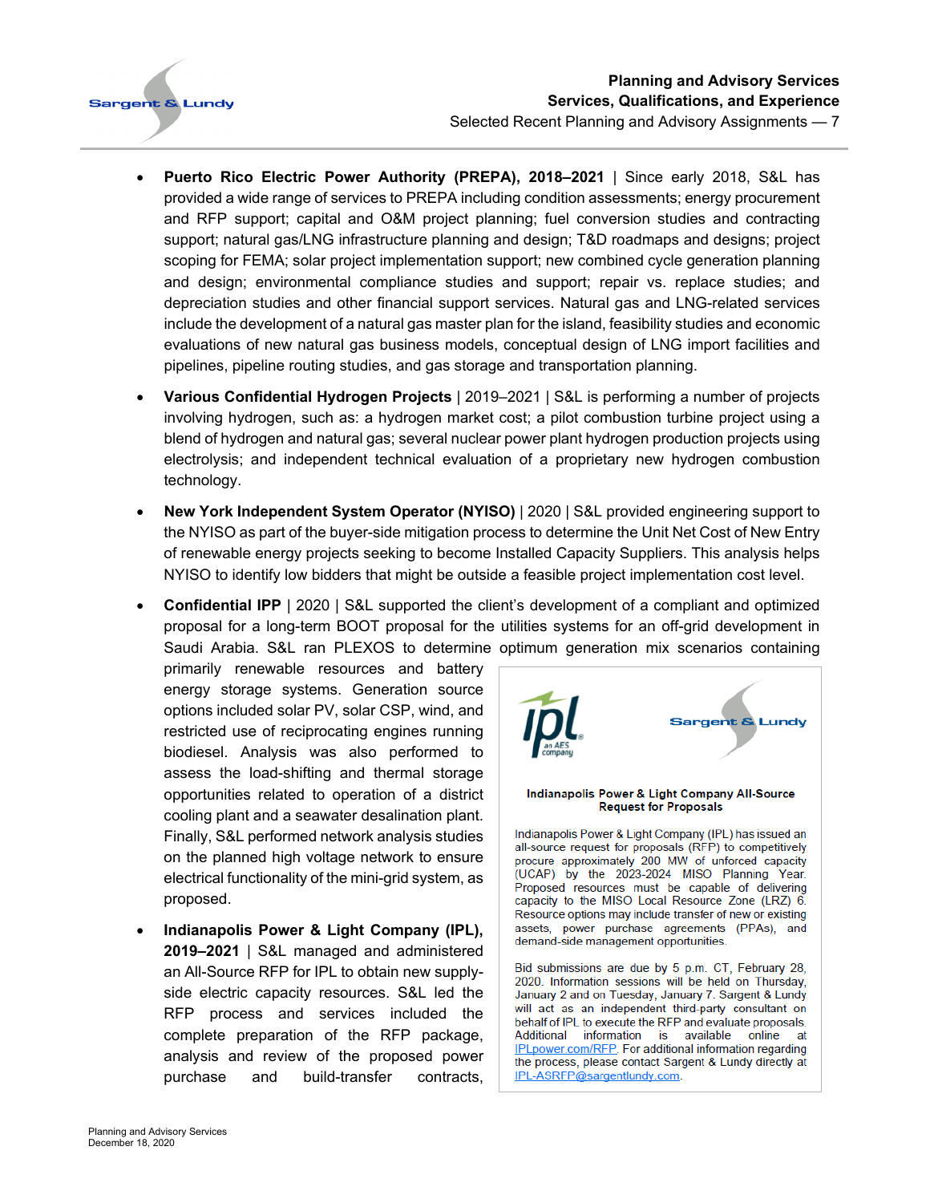- **Puerto Rico Electric Power Authority (PREPA), 2018–2021** | Since early 2018, S&L has provided a wide range of services to PREPA including condition assessments; energy procurement and RFP support; capital and O&M project planning; fuel conversion studies and contracting support; natural gas/LNG infrastructure planning and design; T&D roadmaps and designs; project scoping for FEMA; solar project implementation support; new combined cycle generation planning and design; environmental compliance studies and support; repair vs. replace studies; and depreciation studies and other financial support services. Natural gas and LNG-related services include the development of a natural gas master plan for the island, feasibility studies and economic evaluations of new natural gas business models, conceptual design of LNG import facilities and pipelines, pipeline routing studies, and gas storage and transportation planning.

- **Various Confidential Hydrogen Projects** | 2019–2021 | S&L is performing a number of projects involving hydrogen, such as: a hydrogen market cost; a pilot combustion turbine project using a blend of hydrogen and natural gas; several nuclear power plant hydrogen production projects using electrolysis; and independent technical evaluation of a proprietary new hydrogen combustion technology.

- **New York Independent System Operator (NYISO)** | 2020 | S&L provided engineering support to the NYISO as part of the buyer-side mitigation process to determine the Unit Net Cost of New Entry of renewable energy projects seeking to become Installed Capacity Suppliers. This analysis helps NYISO to identify low bidders that might be outside a feasible project implementation cost level.

- **Confidential IPP** | 2020 | S&L supported the client's development of a compliant and optimized proposal for a long-term BOOT proposal for the utilities systems for an off-grid development in Saudi Arabia. S&L ran PLEXOS to determine optimum generation mix scenarios containing primarily renewable resources and battery energy storage systems. Generation source options included solar PV, solar CSP, wind, and restricted use of reciprocating engines running biodiesel. Analysis was also performed to assess the load-shifting and thermal storage opportunities related to operation of a district cooling plant and a seawater desalination plant. Finally, S&L performed network analysis studies on the planned high voltage network to ensure electrical functionality of the mini-grid system, as proposed.

- **Indianapolis Power & Light Company (IPL), 2019–2021** | S&L managed and administered an All-Source RFP for IPL to obtain new supply-side electric capacity resources. S&L led the RFP process and services included the complete preparation of the RFP package, analysis and review of the proposed power purchase and build-transfer contracts,

> ipl an AES company | Sargent & Lundy
>
> **Indianapolis Power & Light Company All-Source Request for Proposals**
>
> Indianapolis Power & Light Company (IPL) has issued an all-source request for proposals (RFP) to competitively procure approximately 200 MW of unforced capacity (UCAP) by the 2023-2024 MISO Planning Year. Proposed resources must be capable of delivering capacity to the MISO Local Resource Zone (LRZ) 6. Resource options may include transfer of new or existing assets, power purchase agreements (PPAs), and demand-side management opportunities.
>
> Bid submissions are due by 5 p.m. CT, February 28, 2020. Information sessions will be held on Thursday, January 2 and on Tuesday, January 7. Sargent & Lundy will act as an independent third-party consultant on behalf of IPL to execute the RFP and evaluate proposals. Additional information is available online at IPLpower.com/RFP. For additional information regarding the process, please contact Sargent & Lundy directly at IPL-ASRFP@sargentlundy.com.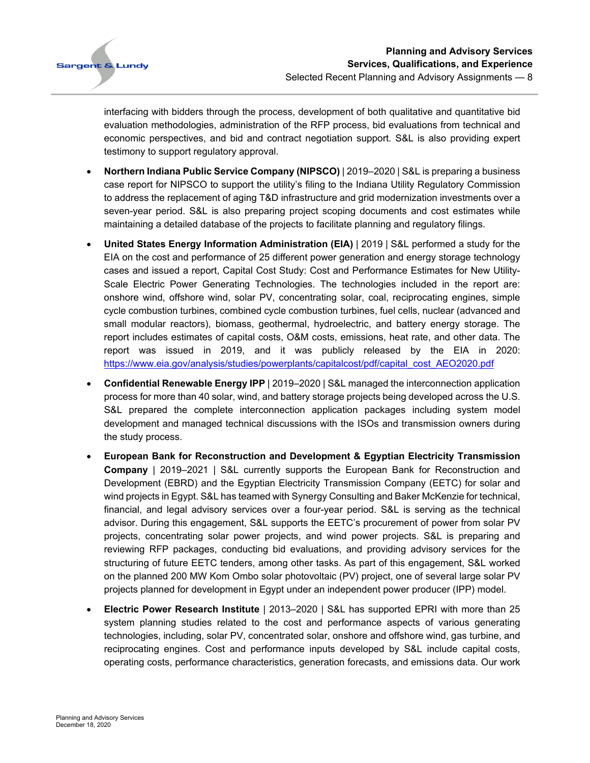interfacing with bidders through the process, development of both qualitative and quantitative bid evaluation methodologies, administration of the RFP process, bid evaluations from technical and economic perspectives, and bid and contract negotiation support. S&L is also providing expert testimony to support regulatory approval.

- **Northern Indiana Public Service Company (NIPSCO)** | 2019–2020 | S&L is preparing a business case report for NIPSCO to support the utility's filing to the Indiana Utility Regulatory Commission to address the replacement of aging T&D infrastructure and grid modernization investments over a seven-year period. S&L is also preparing project scoping documents and cost estimates while maintaining a detailed database of the projects to facilitate planning and regulatory filings.
- **United States Energy Information Administration (EIA)** | 2019 | S&L performed a study for the EIA on the cost and performance of 25 different power generation and energy storage technology cases and issued a report, Capital Cost Study: Cost and Performance Estimates for New Utility-Scale Electric Power Generating Technologies. The technologies included in the report are: onshore wind, offshore wind, solar PV, concentrating solar, coal, reciprocating engines, simple cycle combustion turbines, combined cycle combustion turbines, fuel cells, nuclear (advanced and small modular reactors), biomass, geothermal, hydroelectric, and battery energy storage. The report includes estimates of capital costs, O&M costs, emissions, heat rate, and other data. The report was issued in 2019, and it was publicly released by the EIA in 2020: https://www.eia.gov/analysis/studies/powerplants/capitalcost/pdf/capital_cost_AEO2020.pdf
- **Confidential Renewable Energy IPP** | 2019–2020 | S&L managed the interconnection application process for more than 40 solar, wind, and battery storage projects being developed across the U.S. S&L prepared the complete interconnection application packages including system model development and managed technical discussions with the ISOs and transmission owners during the study process.
- **European Bank for Reconstruction and Development & Egyptian Electricity Transmission Company** | 2019–2021 | S&L currently supports the European Bank for Reconstruction and Development (EBRD) and the Egyptian Electricity Transmission Company (EETC) for solar and wind projects in Egypt. S&L has teamed with Synergy Consulting and Baker McKenzie for technical, financial, and legal advisory services over a four-year period. S&L is serving as the technical advisor. During this engagement, S&L supports the EETC's procurement of power from solar PV projects, concentrating solar power projects, and wind power projects. S&L is preparing and reviewing RFP packages, conducting bid evaluations, and providing advisory services for the structuring of future EETC tenders, among other tasks. As part of this engagement, S&L worked on the planned 200 MW Kom Ombo solar photovoltaic (PV) project, one of several large solar PV projects planned for development in Egypt under an independent power producer (IPP) model.
- **Electric Power Research Institute** | 2013–2020 | S&L has supported EPRI with more than 25 system planning studies related to the cost and performance aspects of various generating technologies, including, solar PV, concentrated solar, onshore and offshore wind, gas turbine, and reciprocating engines. Cost and performance inputs developed by S&L include capital costs, operating costs, performance characteristics, generation forecasts, and emissions data. Our work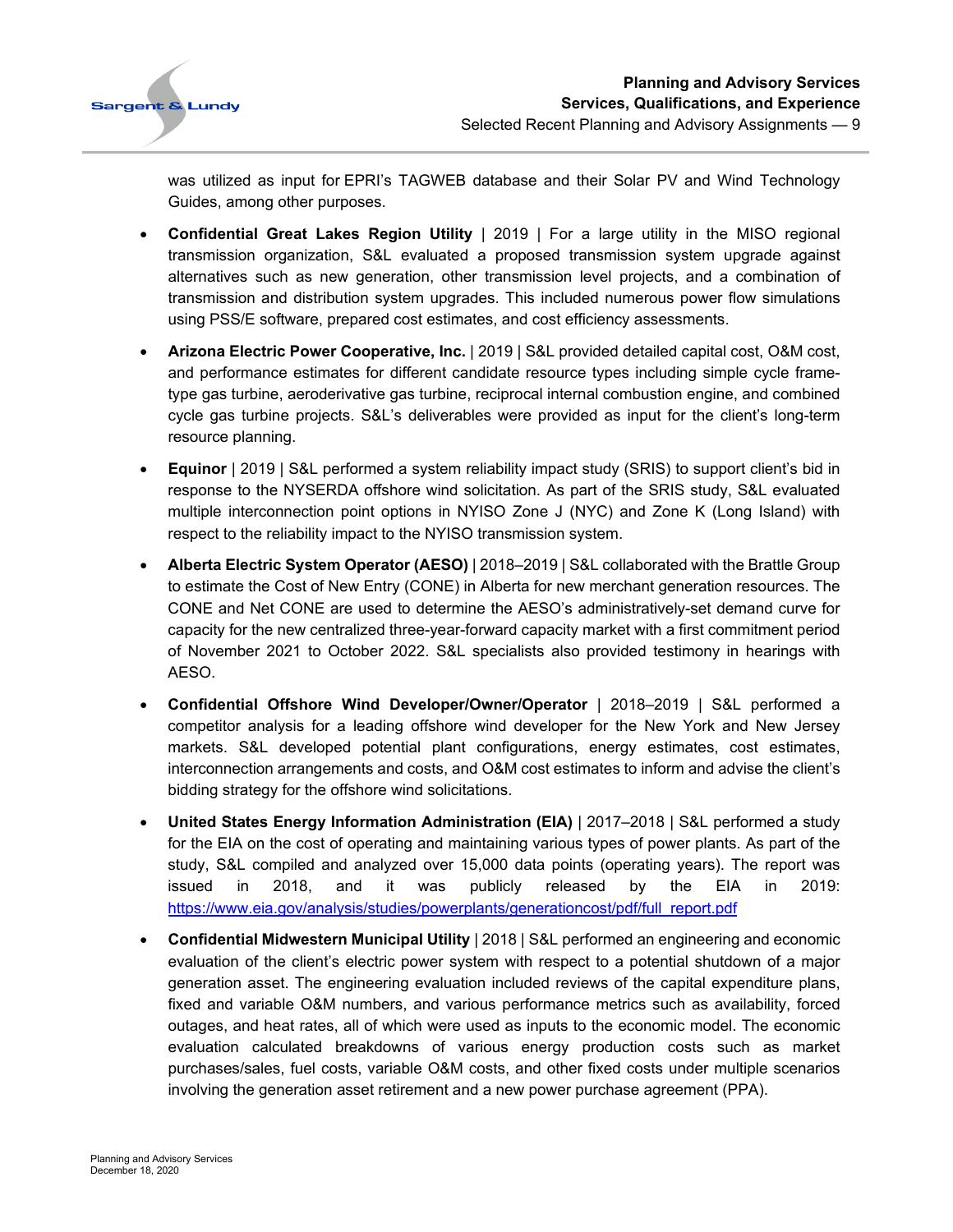was utilized as input for EPRI's TAGWEB database and their Solar PV and Wind Technology Guides, among other purposes.

- **Confidential Great Lakes Region Utility** | 2019 | For a large utility in the MISO regional transmission organization, S&L evaluated a proposed transmission system upgrade against alternatives such as new generation, other transmission level projects, and a combination of transmission and distribution system upgrades. This included numerous power flow simulations using PSS/E software, prepared cost estimates, and cost efficiency assessments.

- **Arizona Electric Power Cooperative, Inc.** | 2019 | S&L provided detailed capital cost, O&M cost, and performance estimates for different candidate resource types including simple cycle frame-type gas turbine, aeroderivative gas turbine, reciprocal internal combustion engine, and combined cycle gas turbine projects. S&L's deliverables were provided as input for the client's long-term resource planning.

- **Equinor** | 2019 | S&L performed a system reliability impact study (SRIS) to support client's bid in response to the NYSERDA offshore wind solicitation. As part of the SRIS study, S&L evaluated multiple interconnection point options in NYISO Zone J (NYC) and Zone K (Long Island) with respect to the reliability impact to the NYISO transmission system.

- **Alberta Electric System Operator (AESO)** | 2018–2019 | S&L collaborated with the Brattle Group to estimate the Cost of New Entry (CONE) in Alberta for new merchant generation resources. The CONE and Net CONE are used to determine the AESO's administratively-set demand curve for capacity for the new centralized three-year-forward capacity market with a first commitment period of November 2021 to October 2022. S&L specialists also provided testimony in hearings with AESO.

- **Confidential Offshore Wind Developer/Owner/Operator** | 2018–2019 | S&L performed a competitor analysis for a leading offshore wind developer for the New York and New Jersey markets. S&L developed potential plant configurations, energy estimates, cost estimates, interconnection arrangements and costs, and O&M cost estimates to inform and advise the client's bidding strategy for the offshore wind solicitations.

- **United States Energy Information Administration (EIA)** | 2017–2018 | S&L performed a study for the EIA on the cost of operating and maintaining various types of power plants. As part of the study, S&L compiled and analyzed over 15,000 data points (operating years). The report was issued in 2018, and it was publicly released by the EIA in 2019: https://www.eia.gov/analysis/studies/powerplants/generationcost/pdf/full_report.pdf

- **Confidential Midwestern Municipal Utility** | 2018 | S&L performed an engineering and economic evaluation of the client's electric power system with respect to a potential shutdown of a major generation asset. The engineering evaluation included reviews of the capital expenditure plans, fixed and variable O&M numbers, and various performance metrics such as availability, forced outages, and heat rates, all of which were used as inputs to the economic model. The economic evaluation calculated breakdowns of various energy production costs such as market purchases/sales, fuel costs, variable O&M costs, and other fixed costs under multiple scenarios involving the generation asset retirement and a new power purchase agreement (PPA).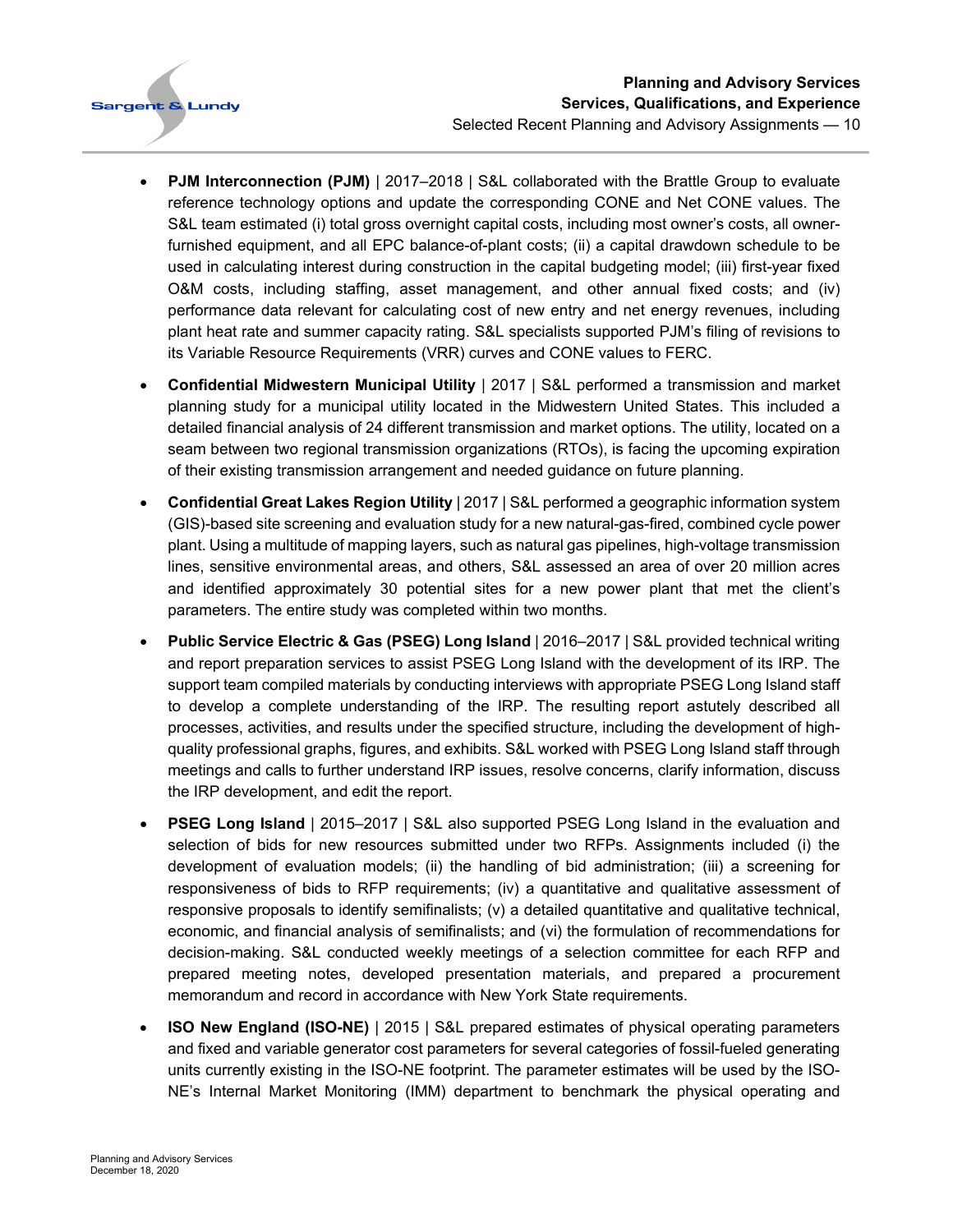- **PJM Interconnection (PJM)** | 2017–2018 | S&L collaborated with the Brattle Group to evaluate reference technology options and update the corresponding CONE and Net CONE values. The S&L team estimated (i) total gross overnight capital costs, including most owner's costs, all owner-furnished equipment, and all EPC balance-of-plant costs; (ii) a capital drawdown schedule to be used in calculating interest during construction in the capital budgeting model; (iii) first-year fixed O&M costs, including staffing, asset management, and other annual fixed costs; and (iv) performance data relevant for calculating cost of new entry and net energy revenues, including plant heat rate and summer capacity rating. S&L specialists supported PJM's filing of revisions to its Variable Resource Requirements (VRR) curves and CONE values to FERC.
- **Confidential Midwestern Municipal Utility** | 2017 | S&L performed a transmission and market planning study for a municipal utility located in the Midwestern United States. This included a detailed financial analysis of 24 different transmission and market options. The utility, located on a seam between two regional transmission organizations (RTOs), is facing the upcoming expiration of their existing transmission arrangement and needed guidance on future planning.
- **Confidential Great Lakes Region Utility** | 2017 | S&L performed a geographic information system (GIS)-based site screening and evaluation study for a new natural-gas-fired, combined cycle power plant. Using a multitude of mapping layers, such as natural gas pipelines, high-voltage transmission lines, sensitive environmental areas, and others, S&L assessed an area of over 20 million acres and identified approximately 30 potential sites for a new power plant that met the client's parameters. The entire study was completed within two months.
- **Public Service Electric & Gas (PSEG) Long Island** | 2016–2017 | S&L provided technical writing and report preparation services to assist PSEG Long Island with the development of its IRP. The support team compiled materials by conducting interviews with appropriate PSEG Long Island staff to develop a complete understanding of the IRP. The resulting report astutely described all processes, activities, and results under the specified structure, including the development of high-quality professional graphs, figures, and exhibits. S&L worked with PSEG Long Island staff through meetings and calls to further understand IRP issues, resolve concerns, clarify information, discuss the IRP development, and edit the report.
- **PSEG Long Island** | 2015–2017 | S&L also supported PSEG Long Island in the evaluation and selection of bids for new resources submitted under two RFPs. Assignments included (i) the development of evaluation models; (ii) the handling of bid administration; (iii) a screening for responsiveness of bids to RFP requirements; (iv) a quantitative and qualitative assessment of responsive proposals to identify semifinalists; (v) a detailed quantitative and qualitative technical, economic, and financial analysis of semifinalists; and (vi) the formulation of recommendations for decision-making. S&L conducted weekly meetings of a selection committee for each RFP and prepared meeting notes, developed presentation materials, and prepared a procurement memorandum and record in accordance with New York State requirements.
- **ISO New England (ISO-NE)** | 2015 | S&L prepared estimates of physical operating parameters and fixed and variable generator cost parameters for several categories of fossil-fueled generating units currently existing in the ISO-NE footprint. The parameter estimates will be used by the ISO-NE's Internal Market Monitoring (IMM) department to benchmark the physical operating and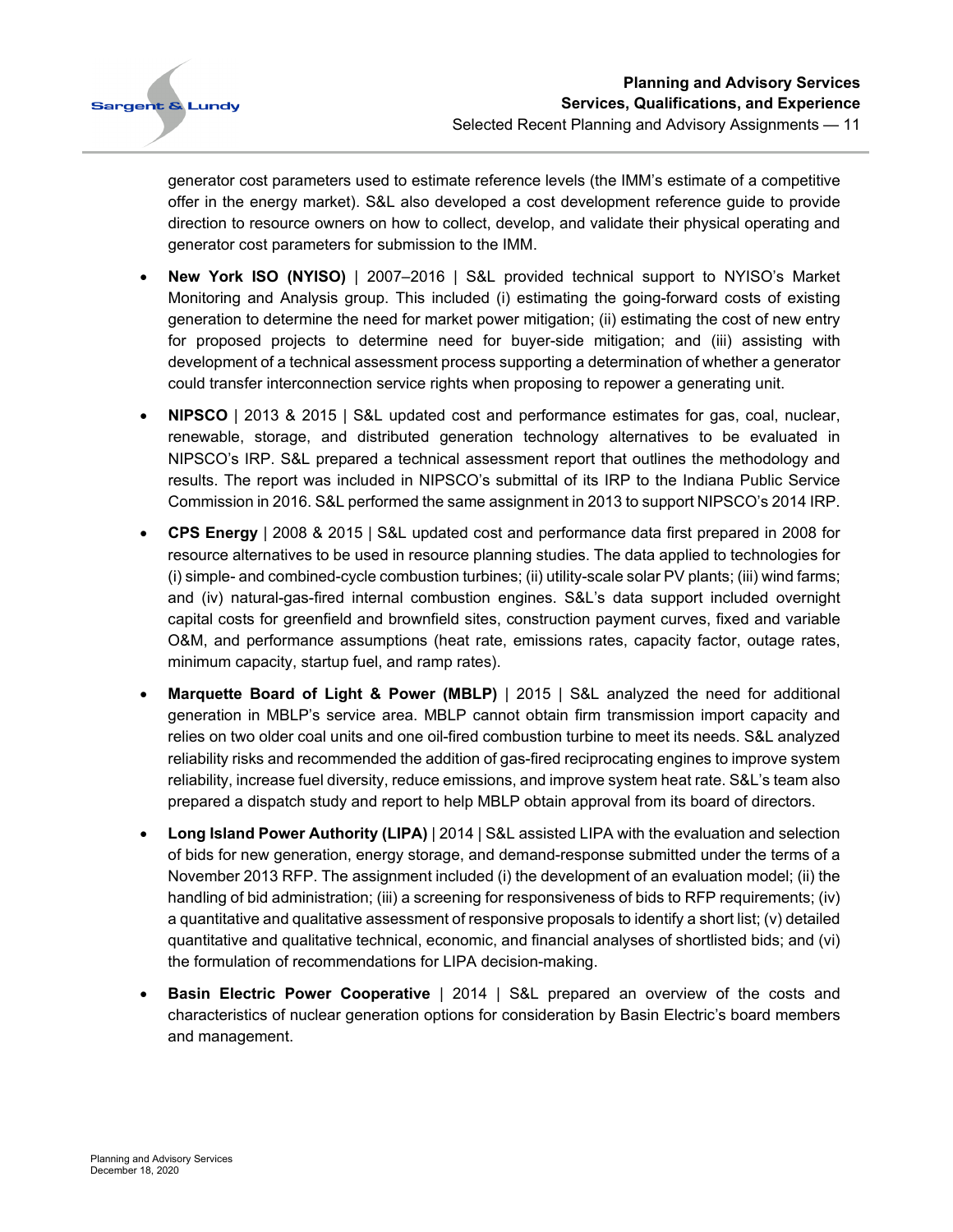generator cost parameters used to estimate reference levels (the IMM's estimate of a competitive offer in the energy market). S&L also developed a cost development reference guide to provide direction to resource owners on how to collect, develop, and validate their physical operating and generator cost parameters for submission to the IMM.

- **New York ISO (NYISO)** | 2007–2016 | S&L provided technical support to NYISO's Market Monitoring and Analysis group. This included (i) estimating the going-forward costs of existing generation to determine the need for market power mitigation; (ii) estimating the cost of new entry for proposed projects to determine need for buyer-side mitigation; and (iii) assisting with development of a technical assessment process supporting a determination of whether a generator could transfer interconnection service rights when proposing to repower a generating unit.
- **NIPSCO** | 2013 & 2015 | S&L updated cost and performance estimates for gas, coal, nuclear, renewable, storage, and distributed generation technology alternatives to be evaluated in NIPSCO's IRP. S&L prepared a technical assessment report that outlines the methodology and results. The report was included in NIPSCO's submittal of its IRP to the Indiana Public Service Commission in 2016. S&L performed the same assignment in 2013 to support NIPSCO's 2014 IRP.
- **CPS Energy** | 2008 & 2015 | S&L updated cost and performance data first prepared in 2008 for resource alternatives to be used in resource planning studies. The data applied to technologies for (i) simple- and combined-cycle combustion turbines; (ii) utility-scale solar PV plants; (iii) wind farms; and (iv) natural-gas-fired internal combustion engines. S&L's data support included overnight capital costs for greenfield and brownfield sites, construction payment curves, fixed and variable O&M, and performance assumptions (heat rate, emissions rates, capacity factor, outage rates, minimum capacity, startup fuel, and ramp rates).
- **Marquette Board of Light & Power (MBLP)** | 2015 | S&L analyzed the need for additional generation in MBLP's service area. MBLP cannot obtain firm transmission import capacity and relies on two older coal units and one oil-fired combustion turbine to meet its needs. S&L analyzed reliability risks and recommended the addition of gas-fired reciprocating engines to improve system reliability, increase fuel diversity, reduce emissions, and improve system heat rate. S&L's team also prepared a dispatch study and report to help MBLP obtain approval from its board of directors.
- **Long Island Power Authority (LIPA)** | 2014 | S&L assisted LIPA with the evaluation and selection of bids for new generation, energy storage, and demand-response submitted under the terms of a November 2013 RFP. The assignment included (i) the development of an evaluation model; (ii) the handling of bid administration; (iii) a screening for responsiveness of bids to RFP requirements; (iv) a quantitative and qualitative assessment of responsive proposals to identify a short list; (v) detailed quantitative and qualitative technical, economic, and financial analyses of shortlisted bids; and (vi) the formulation of recommendations for LIPA decision-making.
- **Basin Electric Power Cooperative** | 2014 | S&L prepared an overview of the costs and characteristics of nuclear generation options for consideration by Basin Electric's board members and management.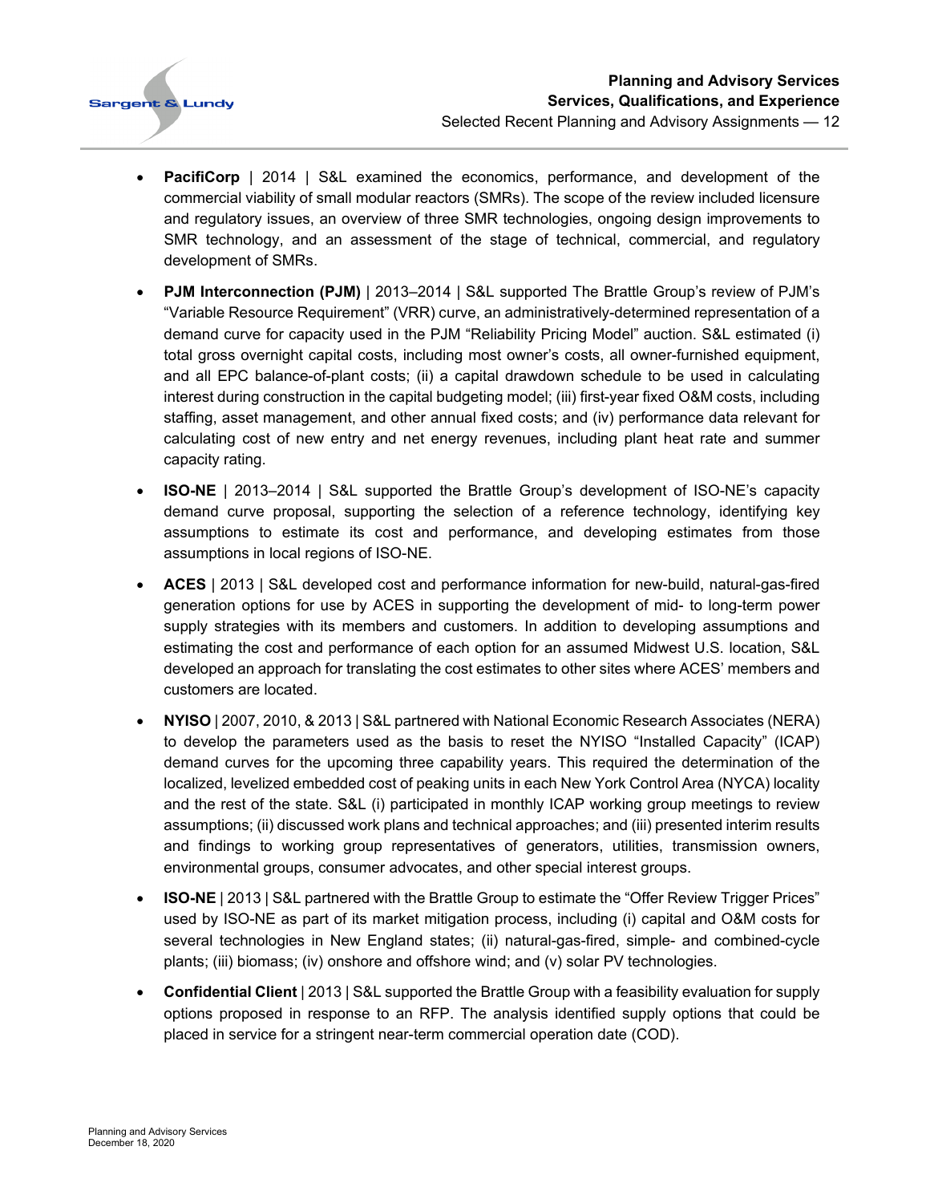- **PacifiCorp** | 2014 | S&L examined the economics, performance, and development of the commercial viability of small modular reactors (SMRs). The scope of the review included licensure and regulatory issues, an overview of three SMR technologies, ongoing design improvements to SMR technology, and an assessment of the stage of technical, commercial, and regulatory development of SMRs.
- **PJM Interconnection (PJM)** | 2013–2014 | S&L supported The Brattle Group's review of PJM's "Variable Resource Requirement" (VRR) curve, an administratively-determined representation of a demand curve for capacity used in the PJM "Reliability Pricing Model" auction. S&L estimated (i) total gross overnight capital costs, including most owner's costs, all owner-furnished equipment, and all EPC balance-of-plant costs; (ii) a capital drawdown schedule to be used in calculating interest during construction in the capital budgeting model; (iii) first-year fixed O&M costs, including staffing, asset management, and other annual fixed costs; and (iv) performance data relevant for calculating cost of new entry and net energy revenues, including plant heat rate and summer capacity rating.
- **ISO-NE** | 2013–2014 | S&L supported the Brattle Group's development of ISO-NE's capacity demand curve proposal, supporting the selection of a reference technology, identifying key assumptions to estimate its cost and performance, and developing estimates from those assumptions in local regions of ISO-NE.
- **ACES** | 2013 | S&L developed cost and performance information for new-build, natural-gas-fired generation options for use by ACES in supporting the development of mid- to long-term power supply strategies with its members and customers. In addition to developing assumptions and estimating the cost and performance of each option for an assumed Midwest U.S. location, S&L developed an approach for translating the cost estimates to other sites where ACES' members and customers are located.
- **NYISO** | 2007, 2010, & 2013 | S&L partnered with National Economic Research Associates (NERA) to develop the parameters used as the basis to reset the NYISO "Installed Capacity" (ICAP) demand curves for the upcoming three capability years. This required the determination of the localized, levelized embedded cost of peaking units in each New York Control Area (NYCA) locality and the rest of the state. S&L (i) participated in monthly ICAP working group meetings to review assumptions; (ii) discussed work plans and technical approaches; and (iii) presented interim results and findings to working group representatives of generators, utilities, transmission owners, environmental groups, consumer advocates, and other special interest groups.
- **ISO-NE** | 2013 | S&L partnered with the Brattle Group to estimate the "Offer Review Trigger Prices" used by ISO-NE as part of its market mitigation process, including (i) capital and O&M costs for several technologies in New England states; (ii) natural-gas-fired, simple- and combined-cycle plants; (iii) biomass; (iv) onshore and offshore wind; and (v) solar PV technologies.
- **Confidential Client** | 2013 | S&L supported the Brattle Group with a feasibility evaluation for supply options proposed in response to an RFP. The analysis identified supply options that could be placed in service for a stringent near-term commercial operation date (COD).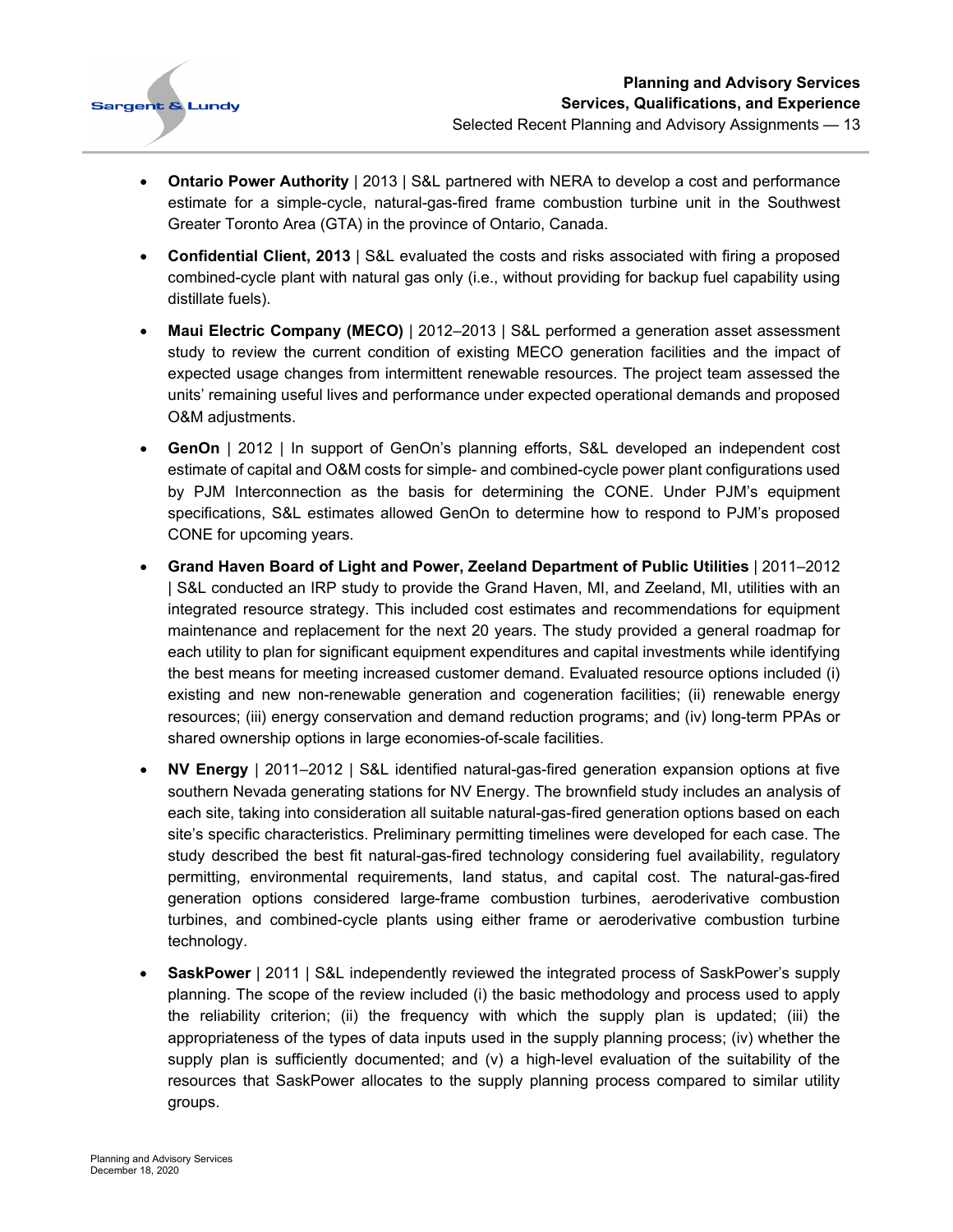- **Ontario Power Authority** | 2013 | S&L partnered with NERA to develop a cost and performance estimate for a simple-cycle, natural-gas-fired frame combustion turbine unit in the Southwest Greater Toronto Area (GTA) in the province of Ontario, Canada.
- **Confidential Client, 2013** | S&L evaluated the costs and risks associated with firing a proposed combined-cycle plant with natural gas only (i.e., without providing for backup fuel capability using distillate fuels).
- **Maui Electric Company (MECO)** | 2012–2013 | S&L performed a generation asset assessment study to review the current condition of existing MECO generation facilities and the impact of expected usage changes from intermittent renewable resources. The project team assessed the units' remaining useful lives and performance under expected operational demands and proposed O&M adjustments.
- **GenOn** | 2012 | In support of GenOn's planning efforts, S&L developed an independent cost estimate of capital and O&M costs for simple- and combined-cycle power plant configurations used by PJM Interconnection as the basis for determining the CONE. Under PJM's equipment specifications, S&L estimates allowed GenOn to determine how to respond to PJM's proposed CONE for upcoming years.
- **Grand Haven Board of Light and Power, Zeeland Department of Public Utilities** | 2011–2012 | S&L conducted an IRP study to provide the Grand Haven, MI, and Zeeland, MI, utilities with an integrated resource strategy. This included cost estimates and recommendations for equipment maintenance and replacement for the next 20 years. The study provided a general roadmap for each utility to plan for significant equipment expenditures and capital investments while identifying the best means for meeting increased customer demand. Evaluated resource options included (i) existing and new non-renewable generation and cogeneration facilities; (ii) renewable energy resources; (iii) energy conservation and demand reduction programs; and (iv) long-term PPAs or shared ownership options in large economies-of-scale facilities.
- **NV Energy** | 2011–2012 | S&L identified natural-gas-fired generation expansion options at five southern Nevada generating stations for NV Energy. The brownfield study includes an analysis of each site, taking into consideration all suitable natural-gas-fired generation options based on each site's specific characteristics. Preliminary permitting timelines were developed for each case. The study described the best fit natural-gas-fired technology considering fuel availability, regulatory permitting, environmental requirements, land status, and capital cost. The natural-gas-fired generation options considered large-frame combustion turbines, aeroderivative combustion turbines, and combined-cycle plants using either frame or aeroderivative combustion turbine technology.
- **SaskPower** | 2011 | S&L independently reviewed the integrated process of SaskPower's supply planning. The scope of the review included (i) the basic methodology and process used to apply the reliability criterion; (ii) the frequency with which the supply plan is updated; (iii) the appropriateness of the types of data inputs used in the supply planning process; (iv) whether the supply plan is sufficiently documented; and (v) a high-level evaluation of the suitability of the resources that SaskPower allocates to the supply planning process compared to similar utility groups.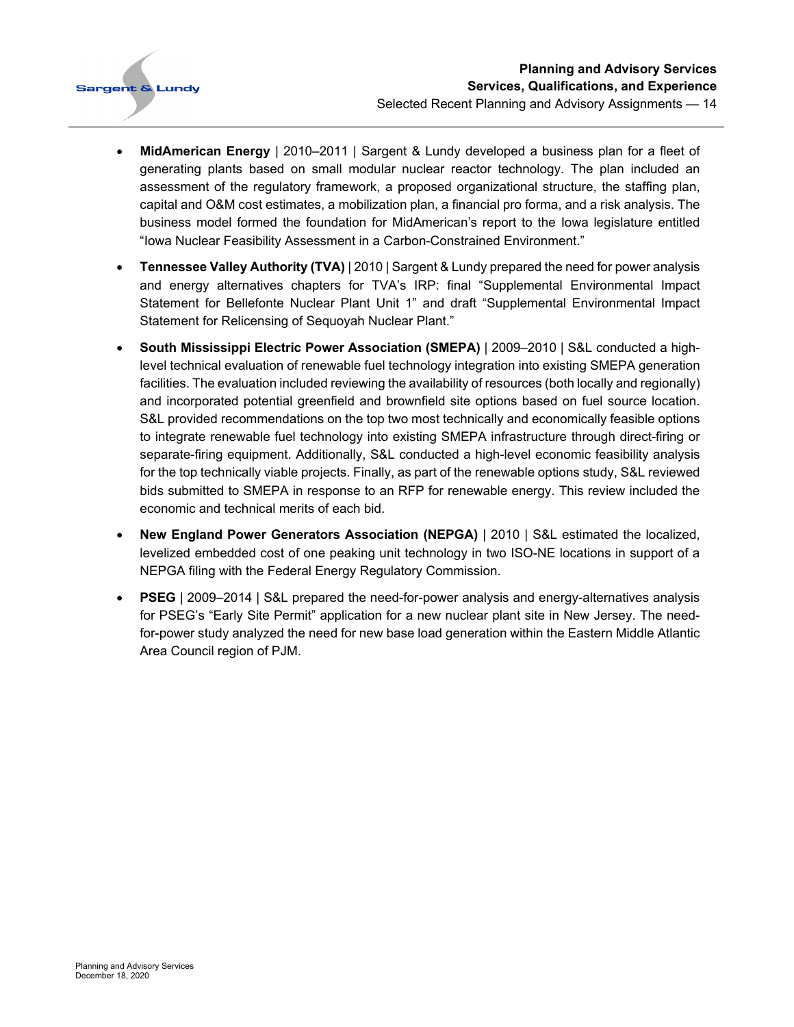- **MidAmerican Energy** | 2010–2011 | Sargent & Lundy developed a business plan for a fleet of generating plants based on small modular nuclear reactor technology. The plan included an assessment of the regulatory framework, a proposed organizational structure, the staffing plan, capital and O&M cost estimates, a mobilization plan, a financial pro forma, and a risk analysis. The business model formed the foundation for MidAmerican's report to the Iowa legislature entitled "Iowa Nuclear Feasibility Assessment in a Carbon-Constrained Environment."
- **Tennessee Valley Authority (TVA)** | 2010 | Sargent & Lundy prepared the need for power analysis and energy alternatives chapters for TVA's IRP: final "Supplemental Environmental Impact Statement for Bellefonte Nuclear Plant Unit 1" and draft "Supplemental Environmental Impact Statement for Relicensing of Sequoyah Nuclear Plant."
- **South Mississippi Electric Power Association (SMEPA)** | 2009–2010 | S&L conducted a high-level technical evaluation of renewable fuel technology integration into existing SMEPA generation facilities. The evaluation included reviewing the availability of resources (both locally and regionally) and incorporated potential greenfield and brownfield site options based on fuel source location. S&L provided recommendations on the top two most technically and economically feasible options to integrate renewable fuel technology into existing SMEPA infrastructure through direct-firing or separate-firing equipment. Additionally, S&L conducted a high-level economic feasibility analysis for the top technically viable projects. Finally, as part of the renewable options study, S&L reviewed bids submitted to SMEPA in response to an RFP for renewable energy. This review included the economic and technical merits of each bid.
- **New England Power Generators Association (NEPGA)** | 2010 | S&L estimated the localized, levelized embedded cost of one peaking unit technology in two ISO-NE locations in support of a NEPGA filing with the Federal Energy Regulatory Commission.
- **PSEG** | 2009–2014 | S&L prepared the need-for-power analysis and energy-alternatives analysis for PSEG's "Early Site Permit" application for a new nuclear plant site in New Jersey. The need-for-power study analyzed the need for new base load generation within the Eastern Middle Atlantic Area Council region of PJM.